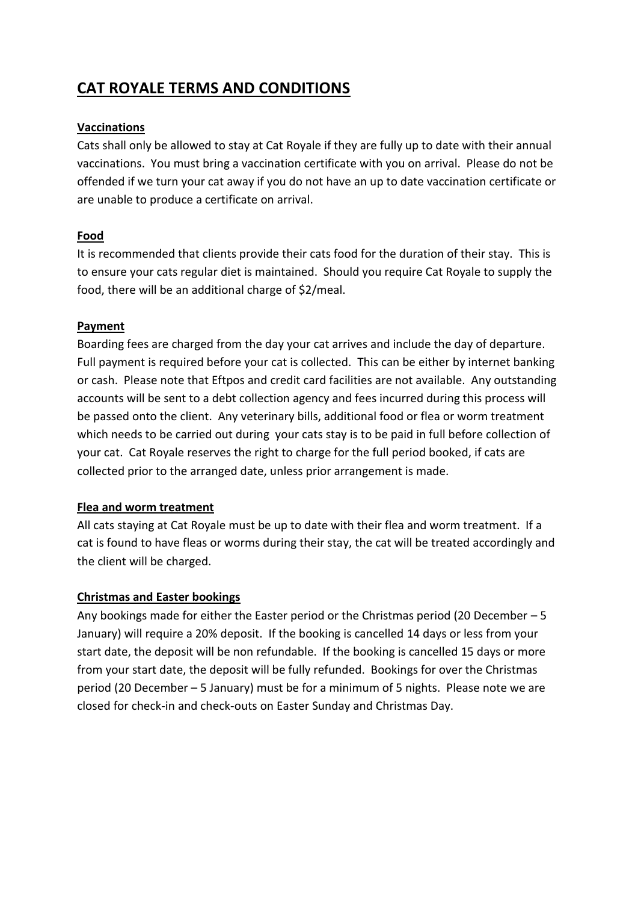# CAT ROYALE TERMS AND CONDITIONS

## Vaccinations

Cats shall only be allowed to stay at Cat Royale if they are fully up to date with their annual vaccinations. You must bring a vaccination certificate with you on arrival. Please do not be offended if we turn your cat away if you do not have an up to date vaccination certificate or are unable to produce a certificate on arrival.

## Food

It is recommended that clients provide their cats food for the duration of their stay. This is to ensure your cats regular diet is maintained. Should you require Cat Royale to supply the food, there will be an additional charge of $2/meal.

## Payment

Boarding fees are charged from the day your cat arrives and include the day of departure. Full payment is required before your cat is collected. This can be either by internet banking or cash. Please note that Eftpos and credit card facilities are not available. Any outstanding accounts will be sent to a debt collection agency and fees incurred during this process will be passed onto the client. Any veterinary bills, additional food or flea or worm treatment which needs to be carried out during your cats stay is to be paid in full before collection of your cat. Cat Royale reserves the right to charge for the full period booked, if cats are collected prior to the arranged date, unless prior arrangement is made.

## Flea and worm treatment

All cats staying at Cat Royale must be up to date with their flea and worm treatment. If a cat is found to have fleas or worms during their stay, the cat will be treated accordingly and the client will be charged.

## Christmas and Easter bookings

Any bookings made for either the Easter period or the Christmas period (20 December – 5 January) will require a 20% deposit. If the booking is cancelled 14 days or less from your start date, the deposit will be non refundable. If the booking is cancelled 15 days or more from your start date, the deposit will be fully refunded. Bookings for over the Christmas period (20 December – 5 January) must be for a minimum of 5 nights. Please note we are closed for check-in and check-outs on Easter Sunday and Christmas Day.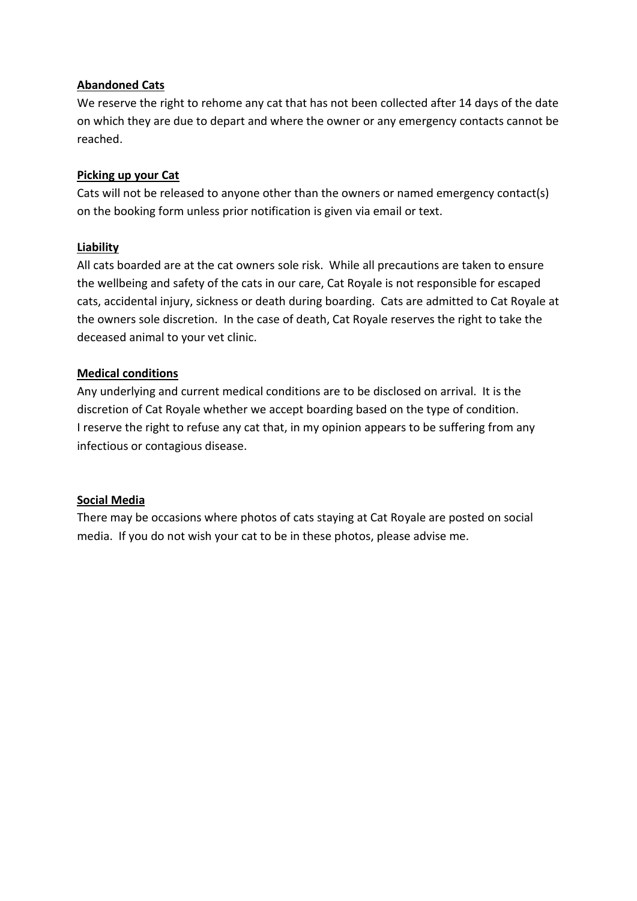**Abandoned Cats**

We reserve the right to rehome any cat that has not been collected after 14 days of the date on which they are due to depart and where the owner or any emergency contacts cannot be reached.

**Picking up your Cat**

Cats will not be released to anyone other than the owners or named emergency contact(s) on the booking form unless prior notification is given via email or text.

**Liability**

All cats boarded are at the cat owners sole risk. While all precautions are taken to ensure the wellbeing and safety of the cats in our care, Cat Royale is not responsible for escaped cats, accidental injury, sickness or death during boarding. Cats are admitted to Cat Royale at the owners sole discretion. In the case of death, Cat Royale reserves the right to take the deceased animal to your vet clinic.

**Medical conditions**

Any underlying and current medical conditions are to be disclosed on arrival. It is the discretion of Cat Royale whether we accept boarding based on the type of condition.
I reserve the right to refuse any cat that, in my opinion appears to be suffering from any infectious or contagious disease.

**Social Media**

There may be occasions where photos of cats staying at Cat Royale are posted on social media. If you do not wish your cat to be in these photos, please advise me.